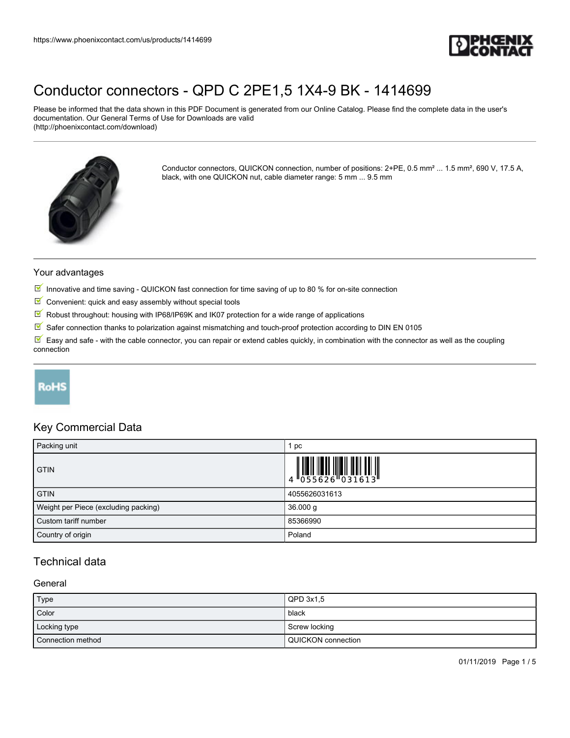https://www.phoenixcontact.com/us/products/1414699

# Conductor connectors - QPD C 2PE1,5 1X4-9 BK - 1414699

Please be informed that the data shown in this PDF Document is generated from our Online Catalog. Please find the complete data in the user's documentation. Our General Terms of Use for Downloads are valid (http://phoenixcontact.com/download)

Conductor connectors, QUICKON connection, number of positions: 2+PE, 0.5 mm² ... 1.5 mm², 690 V, 17.5 A, black, with one QUICKON nut, cable diameter range: 5 mm ... 9.5 mm

## Your advantages

- Innovative and time saving - QUICKON fast connection for time saving of up to 80 % for on-site connection
- Convenient: quick and easy assembly without special tools
- Robust throughout: housing with IP68/IP69K and IK07 protection for a wide range of applications
- Safer connection thanks to polarization against mismatching and touch-proof protection according to DIN EN 0105
- Easy and safe - with the cable connector, you can repair or extend cables quickly, in combination with the connector as well as the coupling connection

RoHS

## Key Commercial Data

| Packing unit | 1 pc |
|---|---|
| GTIN | 4 055626 031613 |
| GTIN | 4055626031613 |
| Weight per Piece (excluding packing) | 36.000 g |
| Custom tariff number | 85366990 |
| Country of origin | Poland |

## Technical data

### General

| Type | QPD 3x1,5 |
|---|---|
| Color | black |
| Locking type | Screw locking |
| Connection method | QUICKON connection |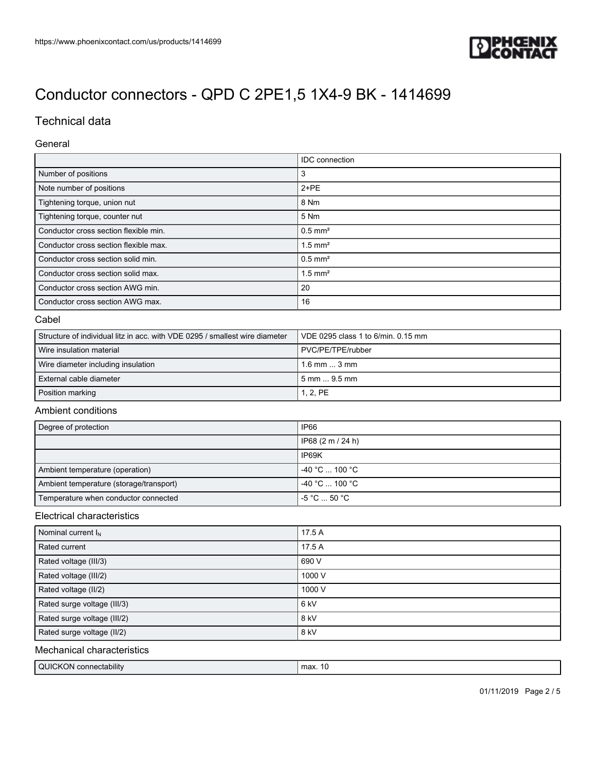# Conductor connectors - QPD C 2PE1,5 1X4-9 BK - 1414699

## Technical data

### General

| | IDC connection |
|---|---|
| Number of positions | 3 |
| Note number of positions | 2+PE |
| Tightening torque, union nut | 8 Nm |
| Tightening torque, counter nut | 5 Nm |
| Conductor cross section flexible min. | 0.5 mm² |
| Conductor cross section flexible max. | 1.5 mm² |
| Conductor cross section solid min. | 0.5 mm² |
| Conductor cross section solid max. | 1.5 mm² |
| Conductor cross section AWG min. | 20 |
| Conductor cross section AWG max. | 16 |

### Cabel

| | |
|---|---|
| Structure of individual litz in acc. with VDE 0295 / smallest wire diameter | VDE 0295 class 1 to 6/min. 0.15 mm |
| Wire insulation material | PVC/PE/TPE/rubber |
| Wire diameter including insulation | 1.6 mm ... 3 mm |
| External cable diameter | 5 mm ... 9.5 mm |
| Position marking | 1, 2, PE |

### Ambient conditions

| | |
|---|---|
| Degree of protection | IP66 |
| | IP68 (2 m / 24 h) |
| | IP69K |
| Ambient temperature (operation) | -40 °C ... 100 °C |
| Ambient temperature (storage/transport) | -40 °C ... 100 °C |
| Temperature when conductor connected | -5 °C ... 50 °C |

### Electrical characteristics

| | |
|---|---|
| Nominal current $I_N$ | 17.5 A |
| Rated current | 17.5 A |
| Rated voltage (III/3) | 690 V |
| Rated voltage (III/2) | 1000 V |
| Rated voltage (II/2) | 1000 V |
| Rated surge voltage (III/3) | 6 kV |
| Rated surge voltage (III/2) | 8 kV |
| Rated surge voltage (II/2) | 8 kV |

### Mechanical characteristics

| | |
|---|---|
| QUICKON connectability | max. 10 |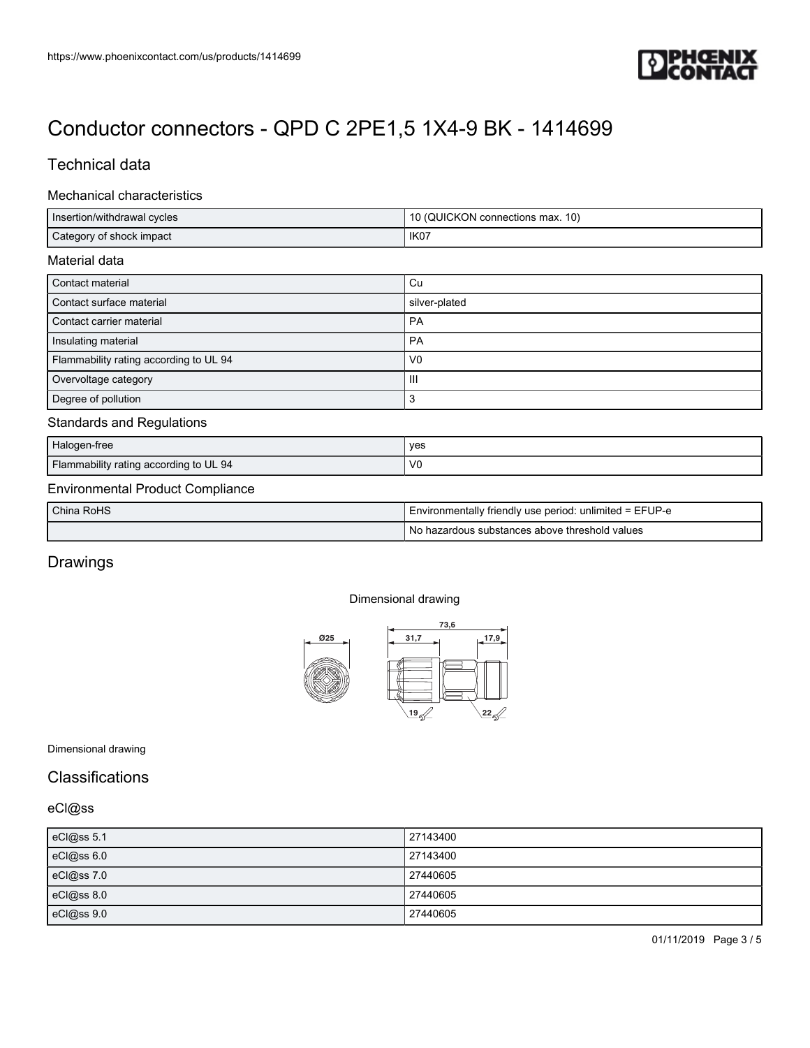# Conductor connectors - QPD C 2PE1,5 1X4-9 BK - 1414699

## Technical data

### Mechanical characteristics

| | |
|---|---|
| Insertion/withdrawal cycles | 10 (QUICKON connections max. 10) |
| Category of shock impact | IK07 |

### Material data

| | |
|---|---|
| Contact material | Cu |
| Contact surface material | silver-plated |
| Contact carrier material | PA |
| Insulating material | PA |
| Flammability rating according to UL 94 | V0 |
| Overvoltage category | III |
| Degree of pollution | 3 |

### Standards and Regulations

| | |
|---|---|
| Halogen-free | yes |
| Flammability rating according to UL 94 | V0 |

### Environmental Product Compliance

| | |
|---|---|
| China RoHS | Environmentally friendly use period: unlimited = EFUP-e |
| | No hazardous substances above threshold values |

## Drawings

Dimensional drawing

Ø25 73,6 31,7 17,9 19 22

Dimensional drawing

## Classifications

### eCl@ss

| | |
|---|---|
| eCl@ss 5.1 | 27143400 |
| eCl@ss 6.0 | 27143400 |
| eCl@ss 7.0 | 27440605 |
| eCl@ss 8.0 | 27440605 |
| eCl@ss 9.0 | 27440605 |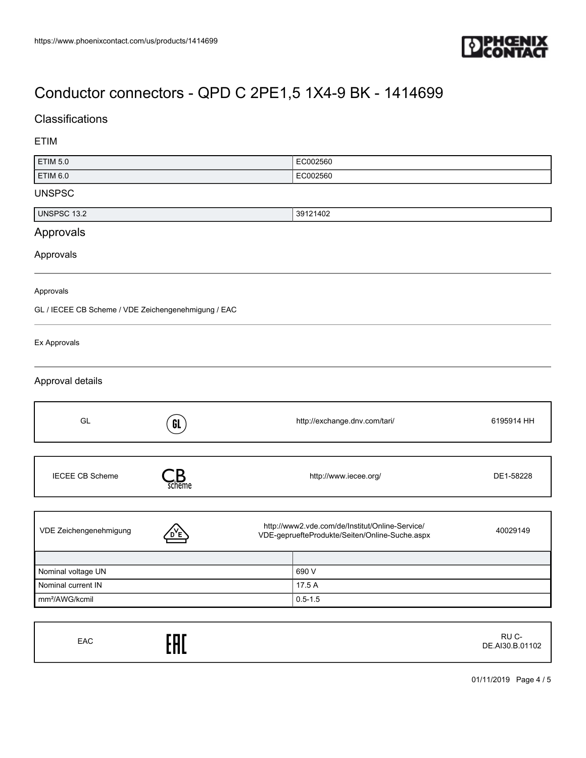# Conductor connectors - QPD C 2PE1,5 1X4-9 BK - 1414699

## Classifications

### ETIM

| | |
|---|---|
| ETIM 5.0 | EC002560 |
| ETIM 6.0 | EC002560 |

### UNSPSC

| | |
|---|---|
| UNSPSC 13.2 | 39121402 |

## Approvals

### Approvals

Approvals

GL / IECEE CB Scheme / VDE Zeichengenehmigung / EAC

Ex Approvals

### Approval details

| | | |
|---|---|---|
| GL | http://exchange.dnv.com/tari/ | 6195914 HH |

| | | |
|---|---|---|
| IECEE CB Scheme | http://www.iecee.org/ | DE1-58228 |

| | | |
|---|---|---|
| VDE Zeichengenehmigung | http://www2.vde.com/de/Institut/Online-Service/VDE-gepruefteProdukte/Seiten/Online-Suche.aspx | 40029149 |

| | |
|---|---|
| Nominal voltage UN | 690 V |
| Nominal current IN | 17.5 A |
| mm²/AWG/kcmil | 0.5-1.5 |

| | |
|---|---|
| EAC | RU C-DE.AI30.B.01102 |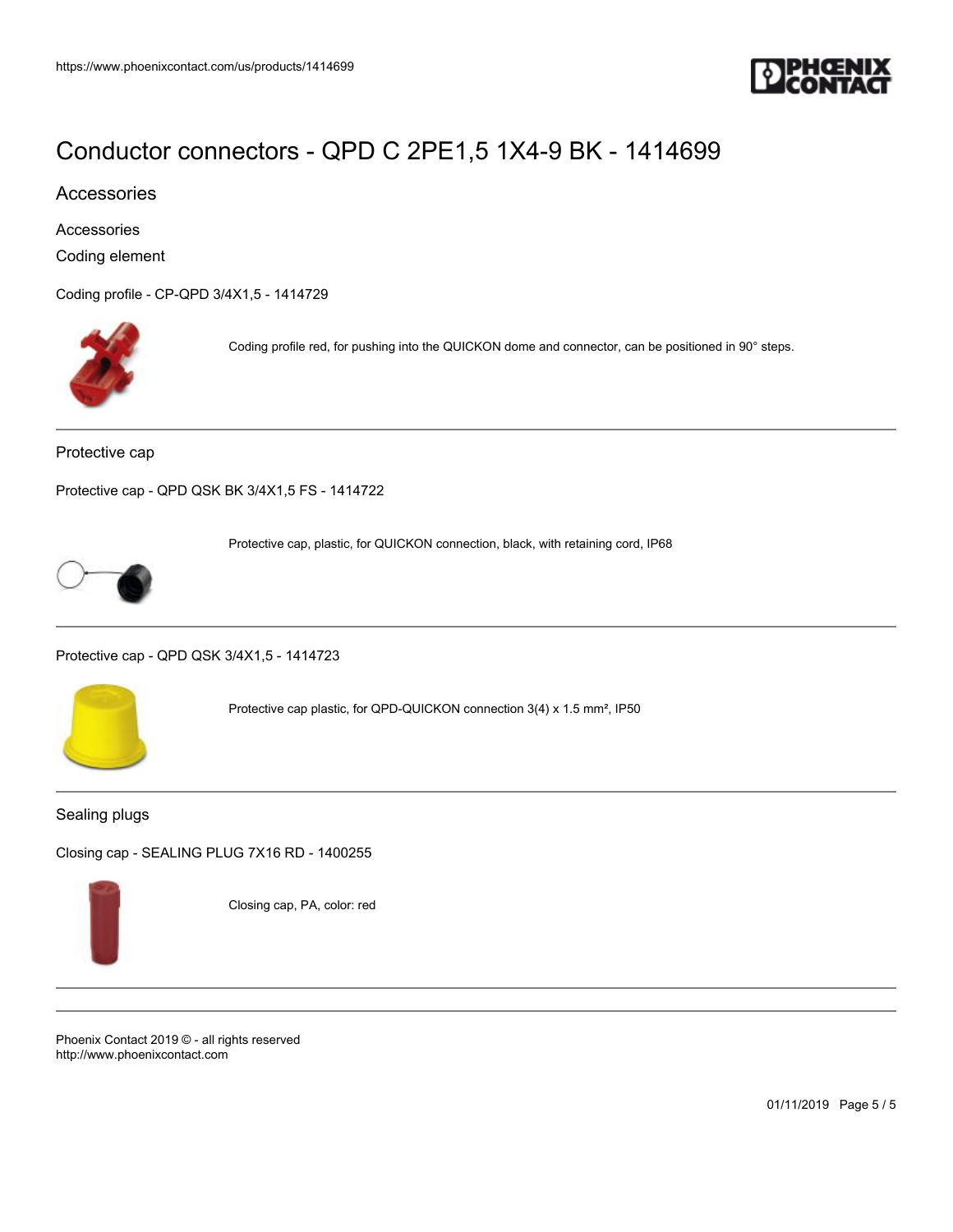# Conductor connectors - QPD C 2PE1,5 1X4-9 BK - 1414699

## Accessories

### Accessories

### Coding element

Coding profile - CP-QPD 3/4X1,5 - 1414729

Coding profile red, for pushing into the QUICKON dome and connector, can be positioned in 90° steps.

### Protective cap

Protective cap - QPD QSK BK 3/4X1,5 FS - 1414722

Protective cap, plastic, for QUICKON connection, black, with retaining cord, IP68

Protective cap - QPD QSK 3/4X1,5 - 1414723

Protective cap plastic, for QPD-QUICKON connection 3(4) x 1.5 mm², IP50

### Sealing plugs

Closing cap - SEALING PLUG 7X16 RD - 1400255

Closing cap, PA, color: red

Phoenix Contact 2019 © - all rights reserved
http://www.phoenixcontact.com